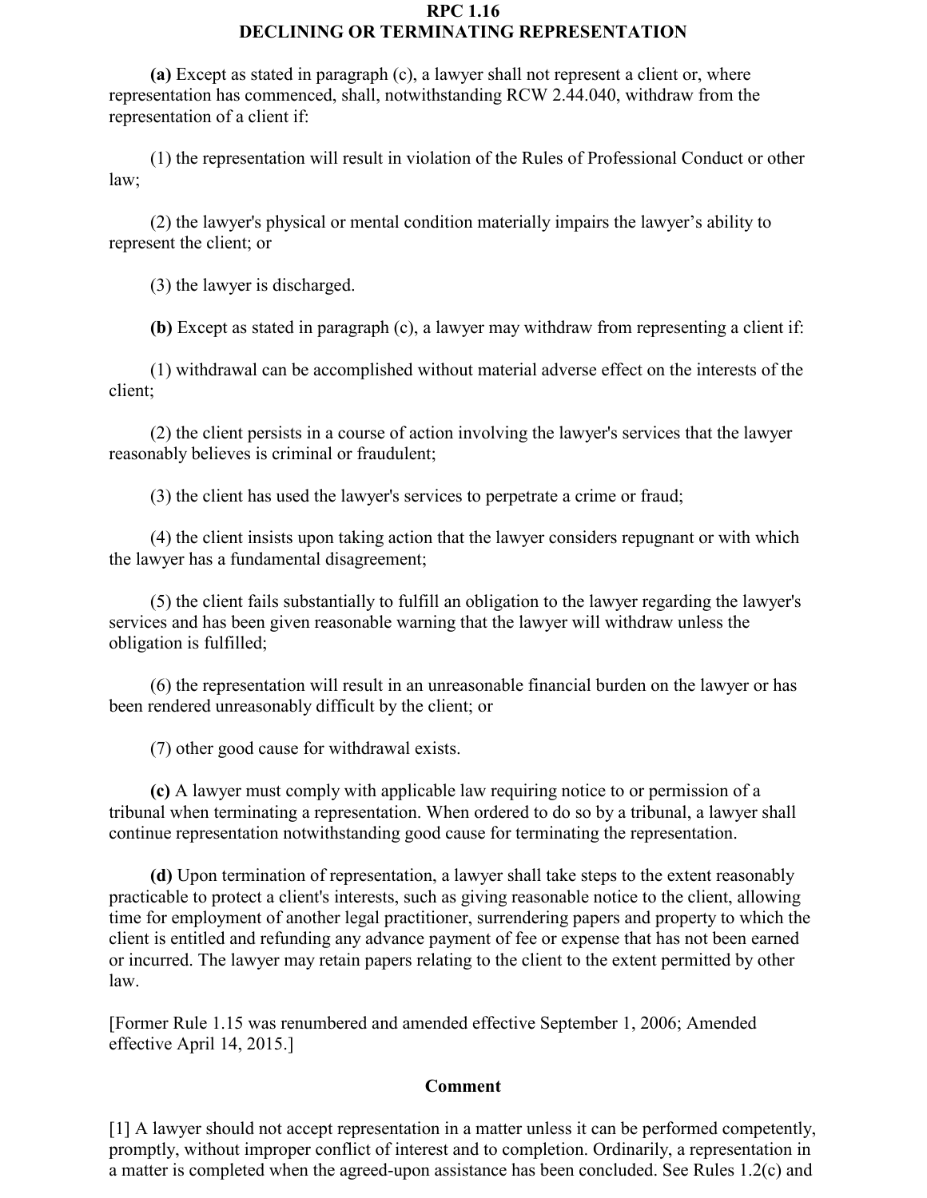# RPC 1.16
# DECLINING OR TERMINATING REPRESENTATION

**(a)** Except as stated in paragraph (c), a lawyer shall not represent a client or, where representation has commenced, shall, notwithstanding RCW 2.44.040, withdraw from the representation of a client if:

(1) the representation will result in violation of the Rules of Professional Conduct or other law;

(2) the lawyer's physical or mental condition materially impairs the lawyer's ability to represent the client; or

(3) the lawyer is discharged.

**(b)** Except as stated in paragraph (c), a lawyer may withdraw from representing a client if:

(1) withdrawal can be accomplished without material adverse effect on the interests of the client;

(2) the client persists in a course of action involving the lawyer's services that the lawyer reasonably believes is criminal or fraudulent;

(3) the client has used the lawyer's services to perpetrate a crime or fraud;

(4) the client insists upon taking action that the lawyer considers repugnant or with which the lawyer has a fundamental disagreement;

(5) the client fails substantially to fulfill an obligation to the lawyer regarding the lawyer's services and has been given reasonable warning that the lawyer will withdraw unless the obligation is fulfilled;

(6) the representation will result in an unreasonable financial burden on the lawyer or has been rendered unreasonably difficult by the client; or

(7) other good cause for withdrawal exists.

**(c)** A lawyer must comply with applicable law requiring notice to or permission of a tribunal when terminating a representation. When ordered to do so by a tribunal, a lawyer shall continue representation notwithstanding good cause for terminating the representation.

**(d)** Upon termination of representation, a lawyer shall take steps to the extent reasonably practicable to protect a client's interests, such as giving reasonable notice to the client, allowing time for employment of another legal practitioner, surrendering papers and property to which the client is entitled and refunding any advance payment of fee or expense that has not been earned or incurred. The lawyer may retain papers relating to the client to the extent permitted by other law.

[Former Rule 1.15 was renumbered and amended effective September 1, 2006; Amended effective April 14, 2015.]

## Comment

[1] A lawyer should not accept representation in a matter unless it can be performed competently, promptly, without improper conflict of interest and to completion. Ordinarily, a representation in a matter is completed when the agreed-upon assistance has been concluded. See Rules 1.2(c) and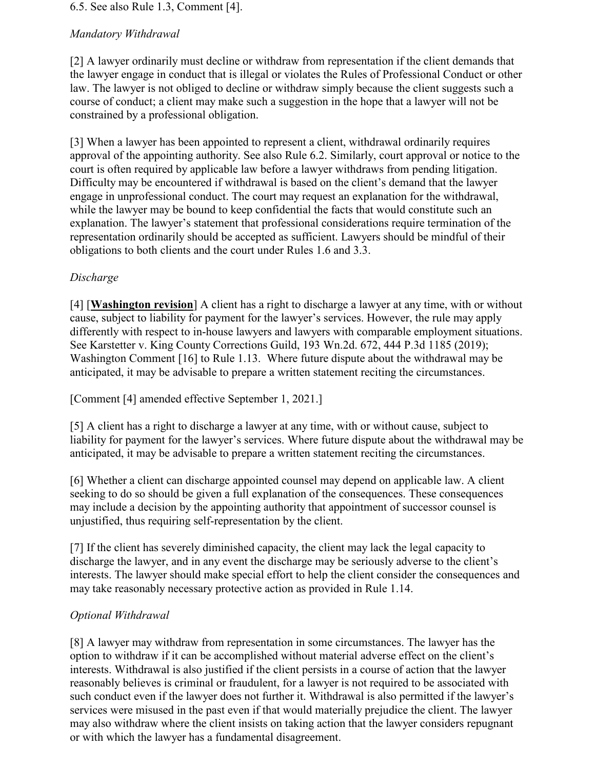6.5. See also Rule 1.3, Comment [4].

*Mandatory Withdrawal*

[2] A lawyer ordinarily must decline or withdraw from representation if the client demands that the lawyer engage in conduct that is illegal or violates the Rules of Professional Conduct or other law. The lawyer is not obliged to decline or withdraw simply because the client suggests such a course of conduct; a client may make such a suggestion in the hope that a lawyer will not be constrained by a professional obligation.

[3] When a lawyer has been appointed to represent a client, withdrawal ordinarily requires approval of the appointing authority. See also Rule 6.2. Similarly, court approval or notice to the court is often required by applicable law before a lawyer withdraws from pending litigation. Difficulty may be encountered if withdrawal is based on the client's demand that the lawyer engage in unprofessional conduct. The court may request an explanation for the withdrawal, while the lawyer may be bound to keep confidential the facts that would constitute such an explanation. The lawyer's statement that professional considerations require termination of the representation ordinarily should be accepted as sufficient. Lawyers should be mindful of their obligations to both clients and the court under Rules 1.6 and 3.3.

*Discharge*

[4] [**Washington revision**] A client has a right to discharge a lawyer at any time, with or without cause, subject to liability for payment for the lawyer's services. However, the rule may apply differently with respect to in-house lawyers and lawyers with comparable employment situations. See Karstetter v. King County Corrections Guild, 193 Wn.2d. 672, 444 P.3d 1185 (2019); Washington Comment [16] to Rule 1.13. Where future dispute about the withdrawal may be anticipated, it may be advisable to prepare a written statement reciting the circumstances.

[Comment [4] amended effective September 1, 2021.]

[5] A client has a right to discharge a lawyer at any time, with or without cause, subject to liability for payment for the lawyer's services. Where future dispute about the withdrawal may be anticipated, it may be advisable to prepare a written statement reciting the circumstances.

[6] Whether a client can discharge appointed counsel may depend on applicable law. A client seeking to do so should be given a full explanation of the consequences. These consequences may include a decision by the appointing authority that appointment of successor counsel is unjustified, thus requiring self-representation by the client.

[7] If the client has severely diminished capacity, the client may lack the legal capacity to discharge the lawyer, and in any event the discharge may be seriously adverse to the client's interests. The lawyer should make special effort to help the client consider the consequences and may take reasonably necessary protective action as provided in Rule 1.14.

*Optional Withdrawal*

[8] A lawyer may withdraw from representation in some circumstances. The lawyer has the option to withdraw if it can be accomplished without material adverse effect on the client's interests. Withdrawal is also justified if the client persists in a course of action that the lawyer reasonably believes is criminal or fraudulent, for a lawyer is not required to be associated with such conduct even if the lawyer does not further it. Withdrawal is also permitted if the lawyer's services were misused in the past even if that would materially prejudice the client. The lawyer may also withdraw where the client insists on taking action that the lawyer considers repugnant or with which the lawyer has a fundamental disagreement.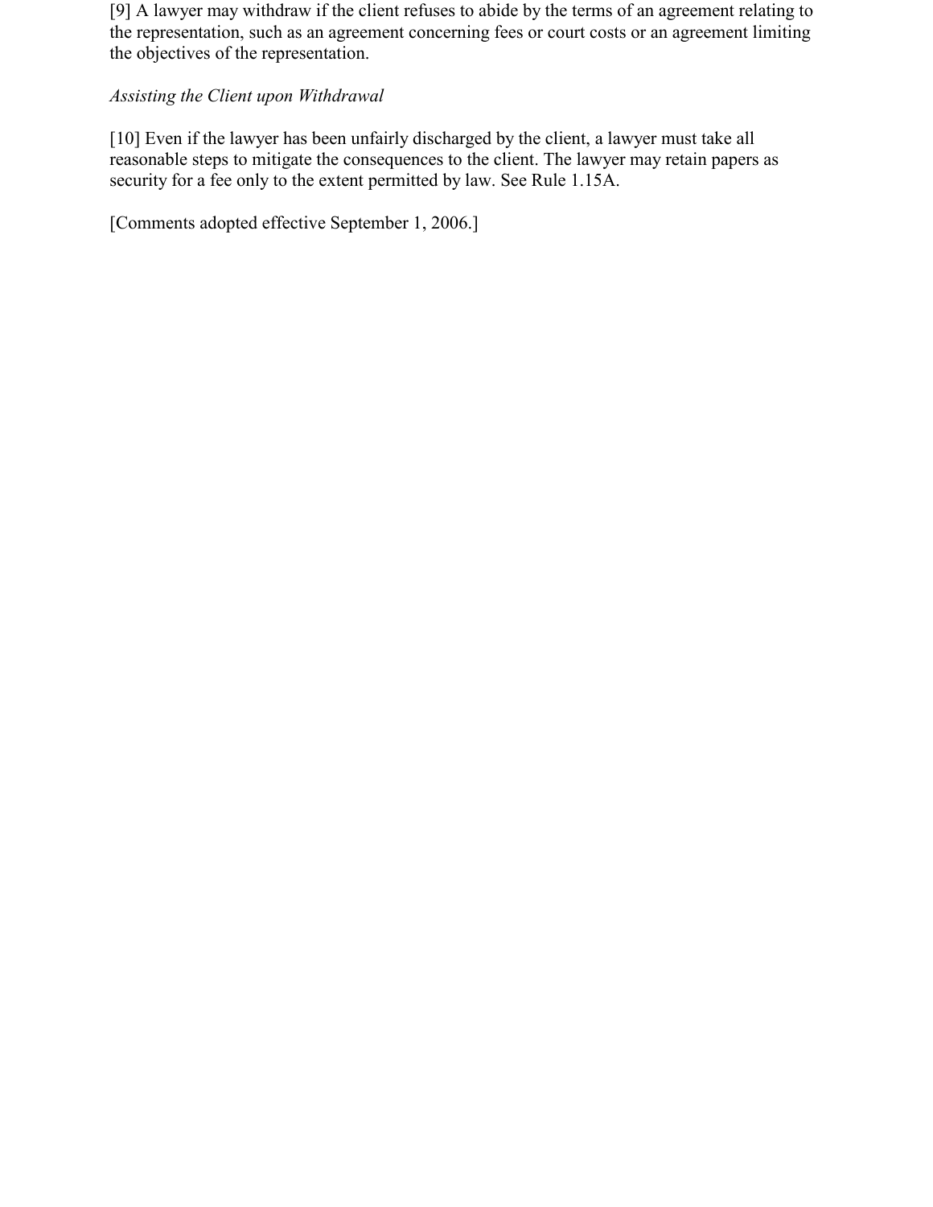[9] A lawyer may withdraw if the client refuses to abide by the terms of an agreement relating to the representation, such as an agreement concerning fees or court costs or an agreement limiting the objectives of the representation.

*Assisting the Client upon Withdrawal*

[10] Even if the lawyer has been unfairly discharged by the client, a lawyer must take all reasonable steps to mitigate the consequences to the client. The lawyer may retain papers as security for a fee only to the extent permitted by law. See Rule 1.15A.

[Comments adopted effective September 1, 2006.]